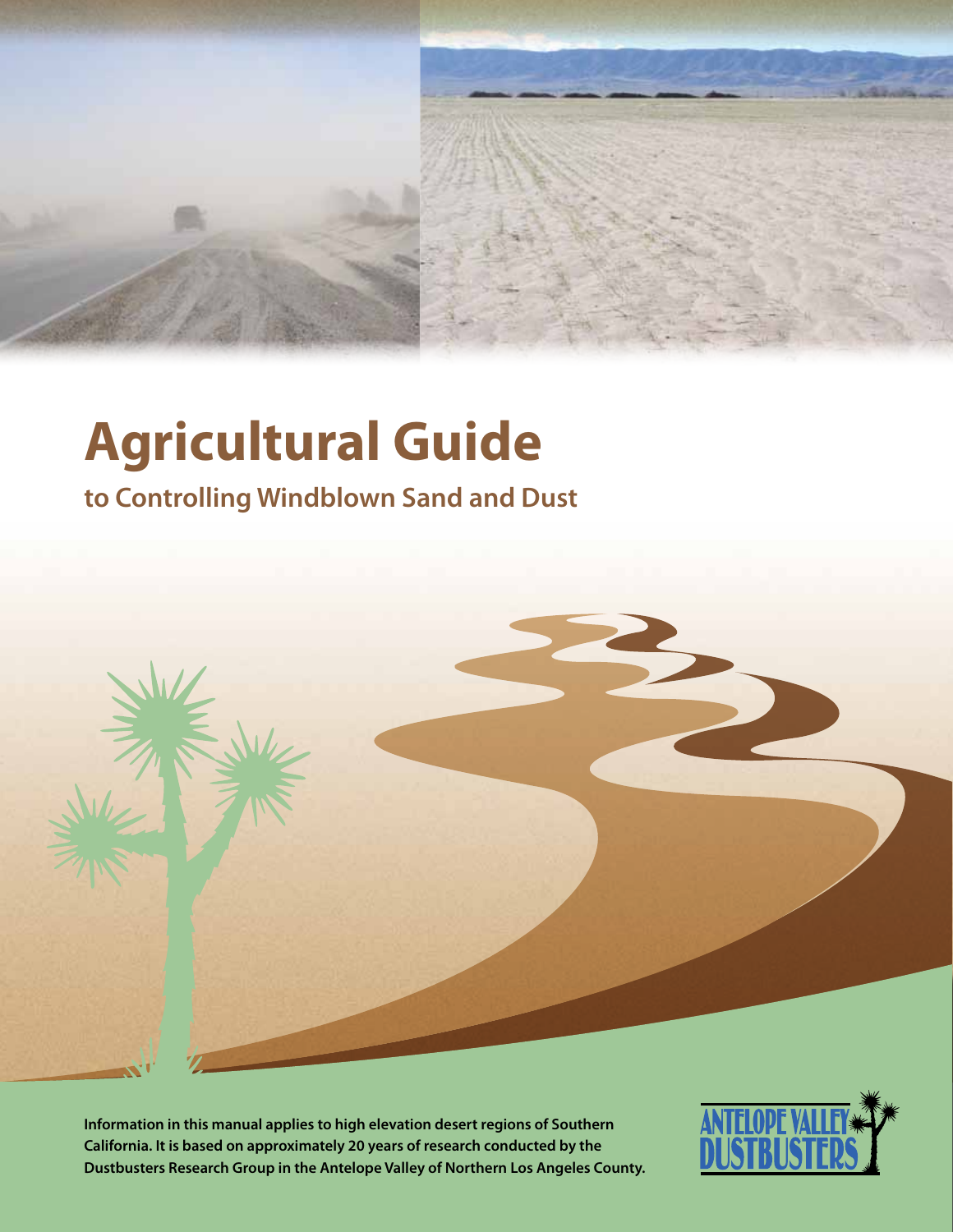# Agricultural Guide

## to Controlling Windblown Sand and Dust

**Information in this manual applies to high elevation desert regions of Southern California. It is based on approximately 20 years of research conducted by the Dustbusters Research Group in the Antelope Valley of Northern Los Angeles County.**

ANTELOPE VALLEY DUSTBUSTERS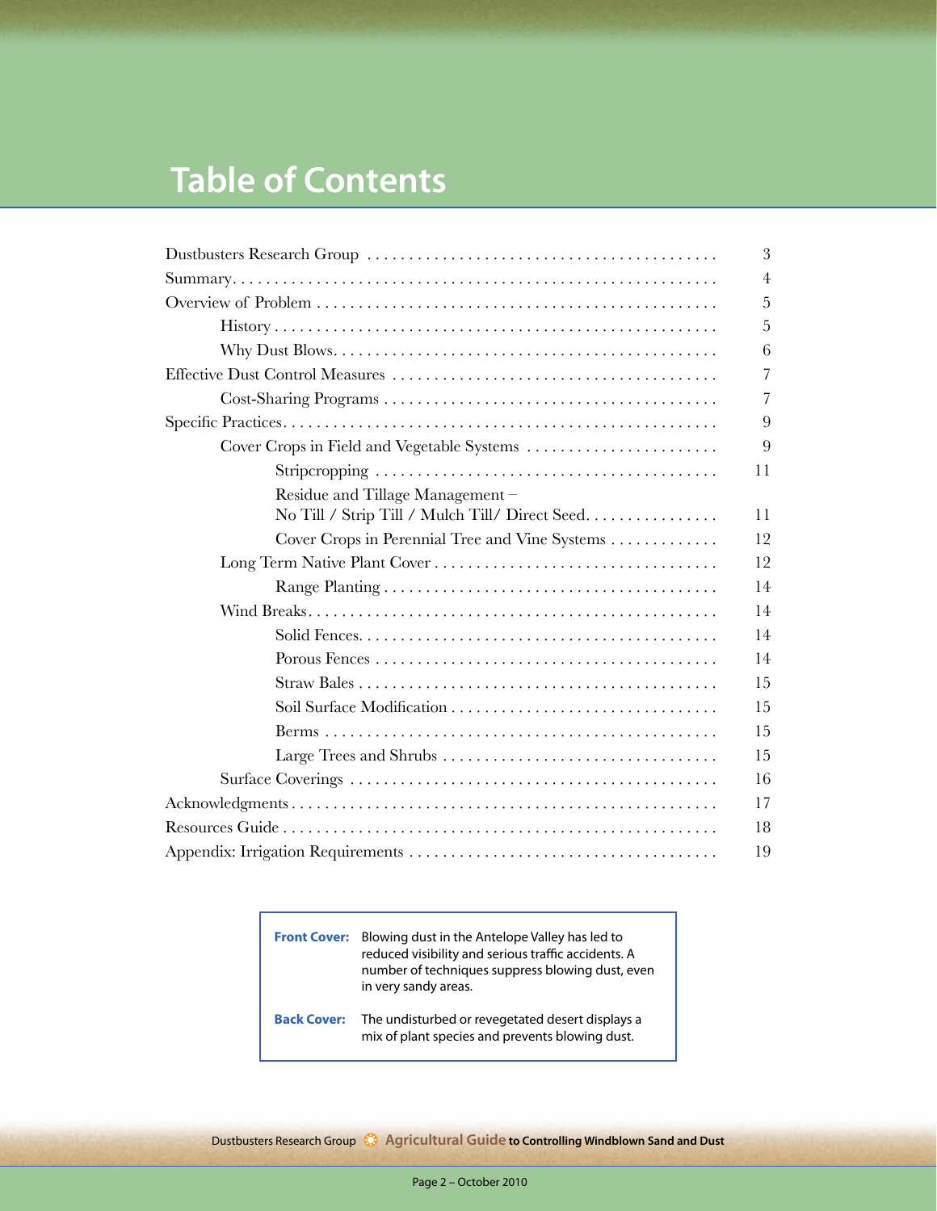# Table of Contents

| | |
|---|---|
| Dustbusters Research Group | 3 |
| Summary | 4 |
| Overview of Problem | 5 |
| &nbsp;&nbsp;&nbsp;&nbsp;History | 5 |
| &nbsp;&nbsp;&nbsp;&nbsp;Why Dust Blows | 6 |
| Effective Dust Control Measures | 7 |
| &nbsp;&nbsp;&nbsp;&nbsp;Cost-Sharing Programs | 7 |
| Specific Practices | 9 |
| &nbsp;&nbsp;&nbsp;&nbsp;Cover Crops in Field and Vegetable Systems | 9 |
| &nbsp;&nbsp;&nbsp;&nbsp;&nbsp;&nbsp;&nbsp;&nbsp;Stripcropping | 11 |
| &nbsp;&nbsp;&nbsp;&nbsp;&nbsp;&nbsp;&nbsp;&nbsp;Residue and Tillage Management – No Till / Strip Till / Mulch Till/ Direct Seed | 11 |
| &nbsp;&nbsp;&nbsp;&nbsp;&nbsp;&nbsp;&nbsp;&nbsp;Cover Crops in Perennial Tree and Vine Systems | 12 |
| &nbsp;&nbsp;&nbsp;&nbsp;Long Term Native Plant Cover | 12 |
| &nbsp;&nbsp;&nbsp;&nbsp;&nbsp;&nbsp;&nbsp;&nbsp;Range Planting | 14 |
| &nbsp;&nbsp;&nbsp;&nbsp;Wind Breaks | 14 |
| &nbsp;&nbsp;&nbsp;&nbsp;&nbsp;&nbsp;&nbsp;&nbsp;Solid Fences | 14 |
| &nbsp;&nbsp;&nbsp;&nbsp;&nbsp;&nbsp;&nbsp;&nbsp;Porous Fences | 14 |
| &nbsp;&nbsp;&nbsp;&nbsp;&nbsp;&nbsp;&nbsp;&nbsp;Straw Bales | 15 |
| &nbsp;&nbsp;&nbsp;&nbsp;&nbsp;&nbsp;&nbsp;&nbsp;Soil Surface Modification | 15 |
| &nbsp;&nbsp;&nbsp;&nbsp;&nbsp;&nbsp;&nbsp;&nbsp;Berms | 15 |
| &nbsp;&nbsp;&nbsp;&nbsp;&nbsp;&nbsp;&nbsp;&nbsp;Large Trees and Shrubs | 15 |
| &nbsp;&nbsp;&nbsp;&nbsp;Surface Coverings | 16 |
| Acknowledgments | 17 |
| Resources Guide | 18 |
| Appendix: Irrigation Requirements | 19 |

**Front Cover:** Blowing dust in the Antelope Valley has led to reduced visibility and serious traffic accidents. A number of techniques suppress blowing dust, even in very sandy areas.

**Back Cover:** The undisturbed or revegetated desert displays a mix of plant species and prevents blowing dust.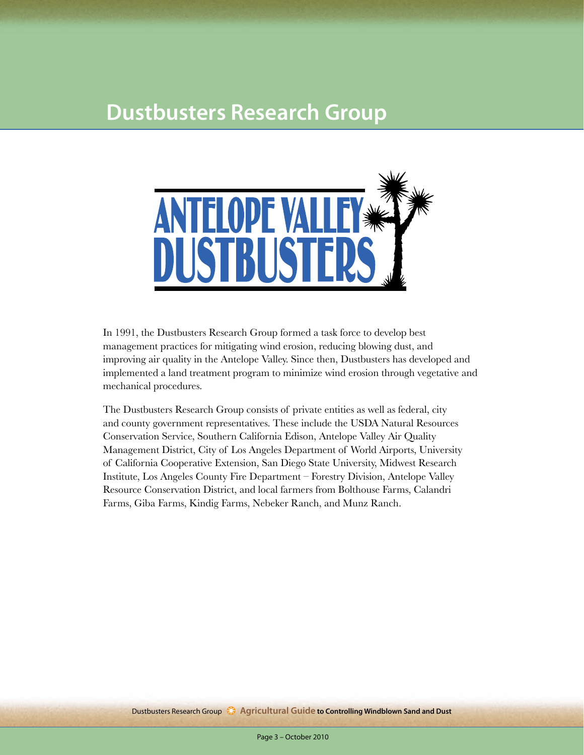# Dustbusters Research Group

ANTELOPE VALLEY DUSTBUSTERS

In 1991, the Dustbusters Research Group formed a task force to develop best management practices for mitigating wind erosion, reducing blowing dust, and improving air quality in the Antelope Valley. Since then, Dustbusters has developed and implemented a land treatment program to minimize wind erosion through vegetative and mechanical procedures.

The Dustbusters Research Group consists of private entities as well as federal, city and county government representatives. These include the USDA Natural Resources Conservation Service, Southern California Edison, Antelope Valley Air Quality Management District, City of Los Angeles Department of World Airports, University of California Cooperative Extension, San Diego State University, Midwest Research Institute, Los Angeles County Fire Department – Forestry Division, Antelope Valley Resource Conservation District, and local farmers from Bolthouse Farms, Calandri Farms, Giba Farms, Kindig Farms, Nebeker Ranch, and Munz Ranch.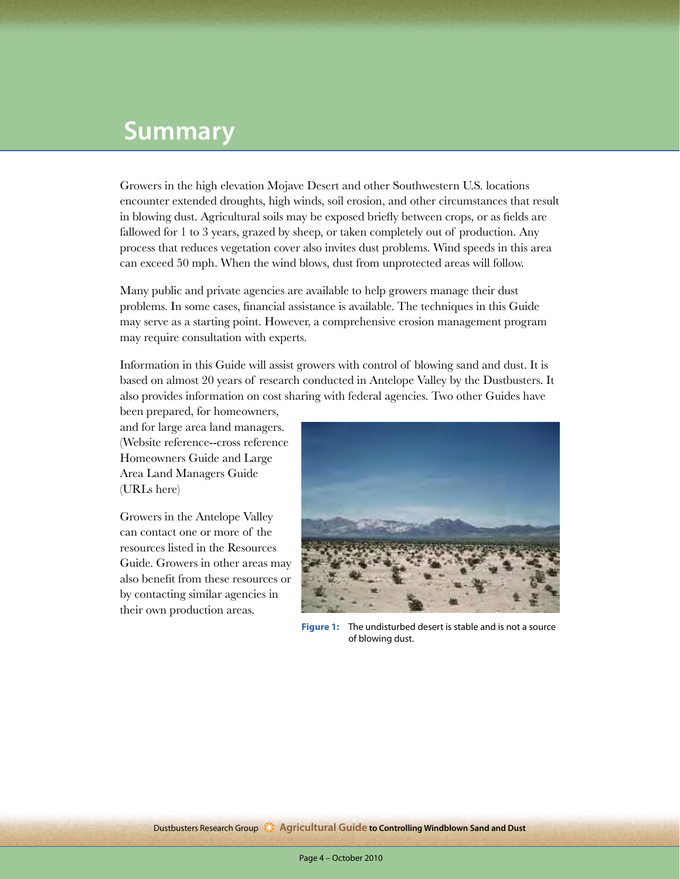# Summary

Growers in the high elevation Mojave Desert and other Southwestern U.S. locations encounter extended droughts, high winds, soil erosion, and other circumstances that result in blowing dust. Agricultural soils may be exposed briefly between crops, or as fields are fallowed for 1 to 3 years, grazed by sheep, or taken completely out of production. Any process that reduces vegetation cover also invites dust problems. Wind speeds in this area can exceed 50 mph. When the wind blows, dust from unprotected areas will follow.

Many public and private agencies are available to help growers manage their dust problems. In some cases, financial assistance is available. The techniques in this Guide may serve as a starting point. However, a comprehensive erosion management program may require consultation with experts.

Information in this Guide will assist growers with control of blowing sand and dust. It is based on almost 20 years of research conducted in Antelope Valley by the Dustbusters. It also provides information on cost sharing with federal agencies. Two other Guides have been prepared, for homeowners, and for large area land managers. (Website reference--cross reference Homeowners Guide and Large Area Land Managers Guide (URLs here)

Growers in the Antelope Valley can contact one or more of the resources listed in the Resources Guide. Growers in other areas may also benefit from these resources or by contacting similar agencies in their own production areas.

**Figure 1:** The undisturbed desert is stable and is not a source of blowing dust.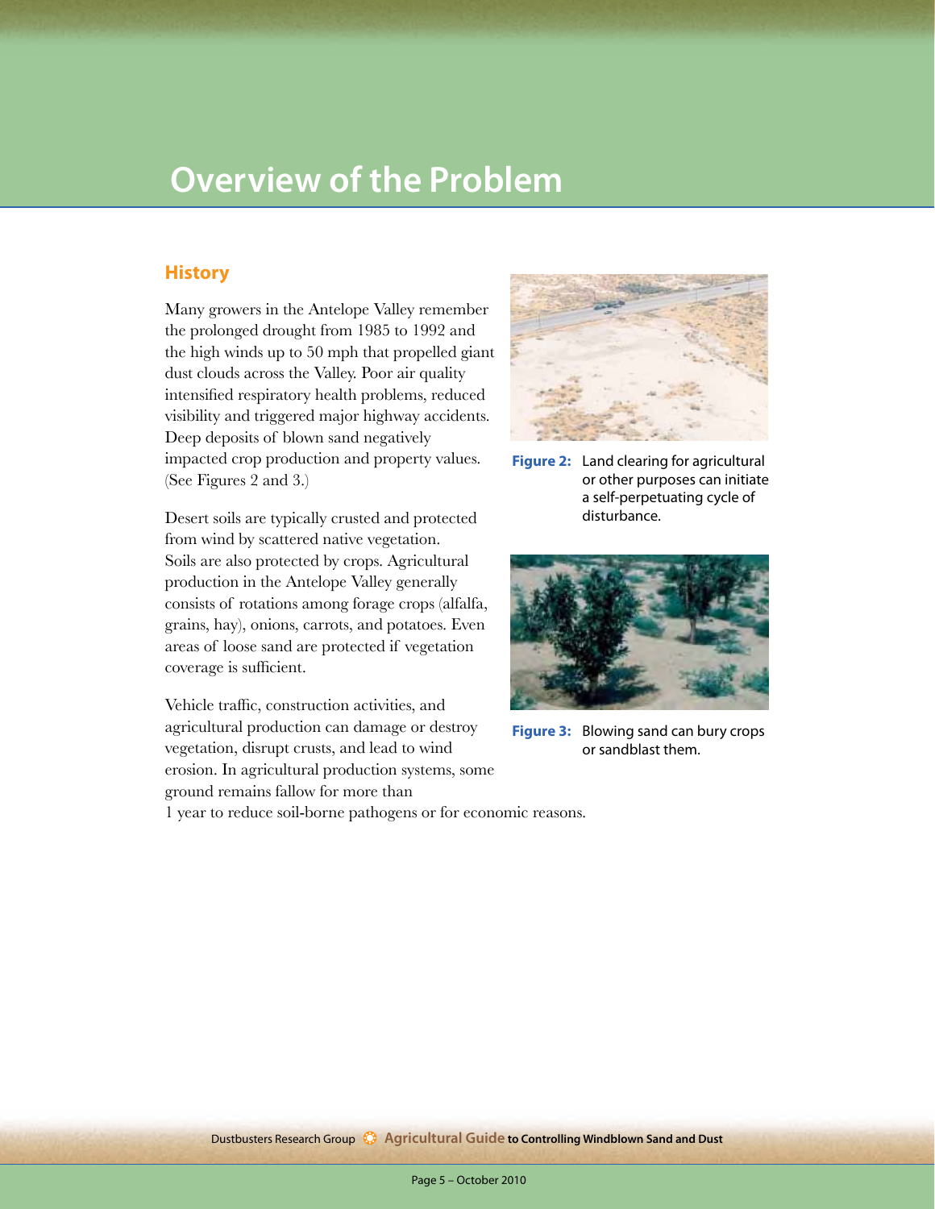# Overview of the Problem

## History

Many growers in the Antelope Valley remember the prolonged drought from 1985 to 1992 and the high winds up to 50 mph that propelled giant dust clouds across the Valley. Poor air quality intensified respiratory health problems, reduced visibility and triggered major highway accidents. Deep deposits of blown sand negatively impacted crop production and property values. (See Figures 2 and 3.)

**Figure 2:** Land clearing for agricultural or other purposes can initiate a self-perpetuating cycle of disturbance.

**Figure 3:** Blowing sand can bury crops or sandblast them.

Desert soils are typically crusted and protected from wind by scattered native vegetation. Soils are also protected by crops. Agricultural production in the Antelope Valley generally consists of rotations among forage crops (alfalfa, grains, hay), onions, carrots, and potatoes. Even areas of loose sand are protected if vegetation coverage is sufficient.

Vehicle traffic, construction activities, and agricultural production can damage or destroy vegetation, disrupt crusts, and lead to wind erosion. In agricultural production systems, some ground remains fallow for more than 1 year to reduce soil-borne pathogens or for economic reasons.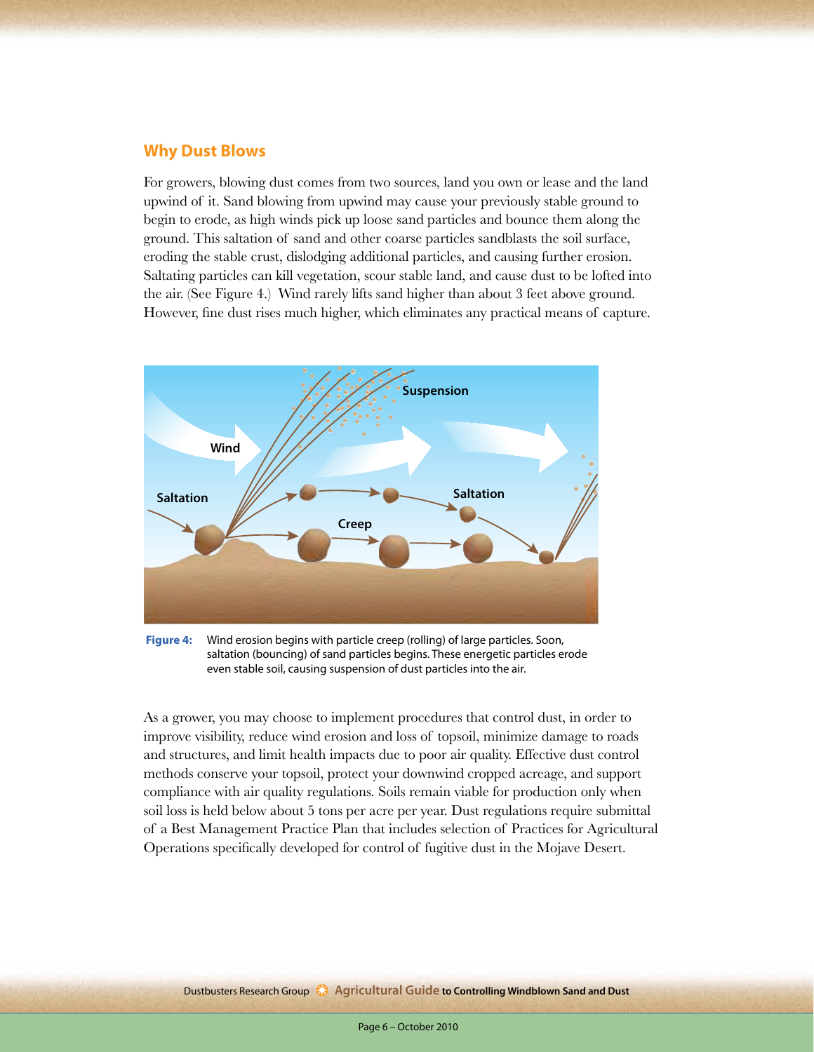## Why Dust Blows

For growers, blowing dust comes from two sources, land you own or lease and the land upwind of it. Sand blowing from upwind may cause your previously stable ground to begin to erode, as high winds pick up loose sand particles and bounce them along the ground. This saltation of sand and other coarse particles sandblasts the soil surface, eroding the stable crust, dislodging additional particles, and causing further erosion. Saltating particles can kill vegetation, scour stable land, and cause dust to be lofted into the air. (See Figure 4.) Wind rarely lifts sand higher than about 3 feet above ground. However, fine dust rises much higher, which eliminates any practical means of capture.

**Figure 4:** Wind erosion begins with particle creep (rolling) of large particles. Soon, saltation (bouncing) of sand particles begins. These energetic particles erode even stable soil, causing suspension of dust particles into the air.

As a grower, you may choose to implement procedures that control dust, in order to improve visibility, reduce wind erosion and loss of topsoil, minimize damage to roads and structures, and limit health impacts due to poor air quality. Effective dust control methods conserve your topsoil, protect your downwind cropped acreage, and support compliance with air quality regulations. Soils remain viable for production only when soil loss is held below about 5 tons per acre per year. Dust regulations require submittal of a Best Management Practice Plan that includes selection of Practices for Agricultural Operations specifically developed for control of fugitive dust in the Mojave Desert.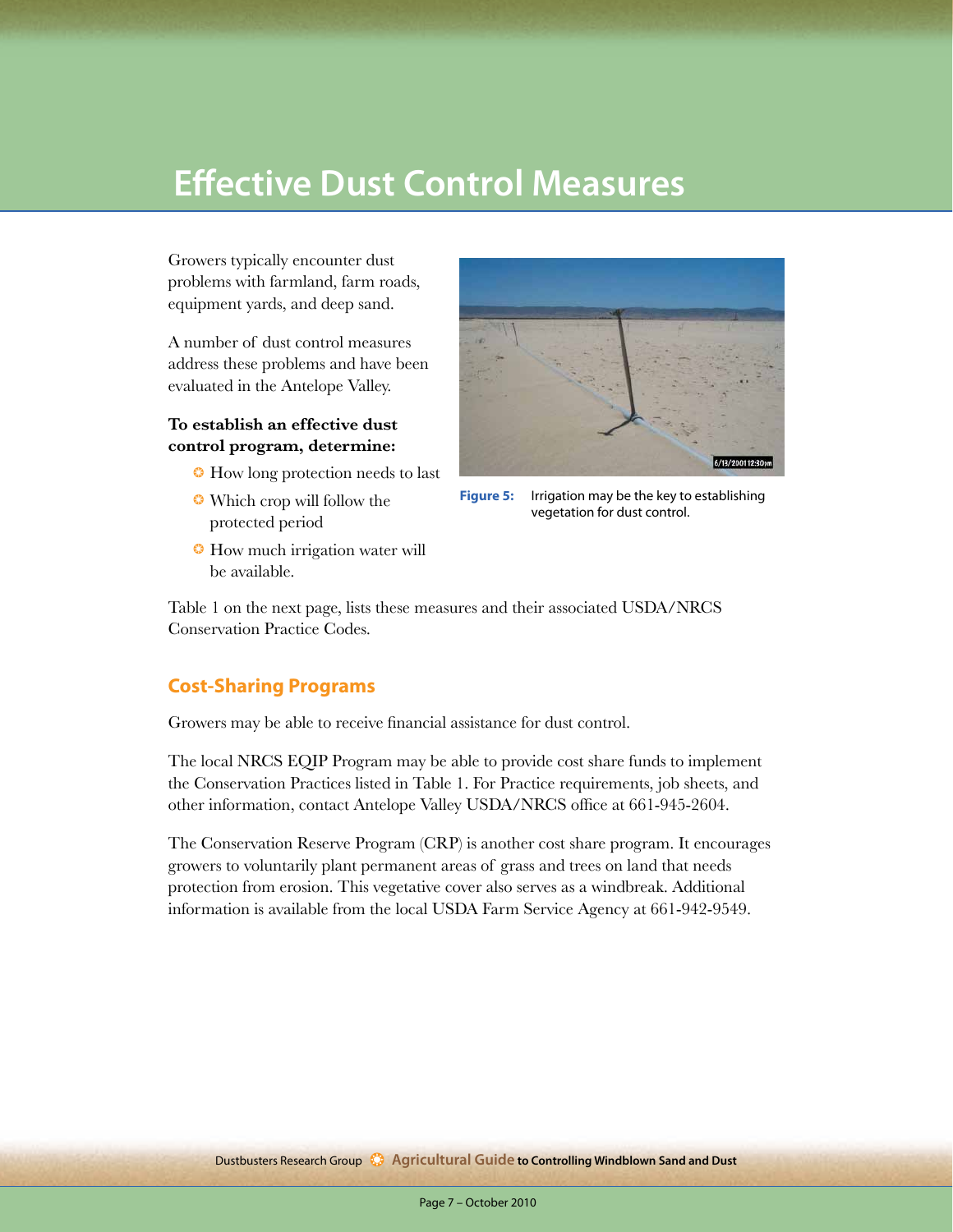# Effective Dust Control Measures

Growers typically encounter dust problems with farmland, farm roads, equipment yards, and deep sand.

A number of dust control measures address these problems and have been evaluated in the Antelope Valley.

**To establish an effective dust control program, determine:**

- How long protection needs to last
- Which crop will follow the protected period
- How much irrigation water will be available.

**Figure 5:** Irrigation may be the key to establishing vegetation for dust control.

Table 1 on the next page, lists these measures and their associated USDA/NRCS Conservation Practice Codes.

## Cost-Sharing Programs

Growers may be able to receive financial assistance for dust control.

The local NRCS EQIP Program may be able to provide cost share funds to implement the Conservation Practices listed in Table 1. For Practice requirements, job sheets, and other information, contact Antelope Valley USDA/NRCS office at 661-945-2604.

The Conservation Reserve Program (CRP) is another cost share program. It encourages growers to voluntarily plant permanent areas of grass and trees on land that needs protection from erosion. This vegetative cover also serves as a windbreak. Additional information is available from the local USDA Farm Service Agency at 661-942-9549.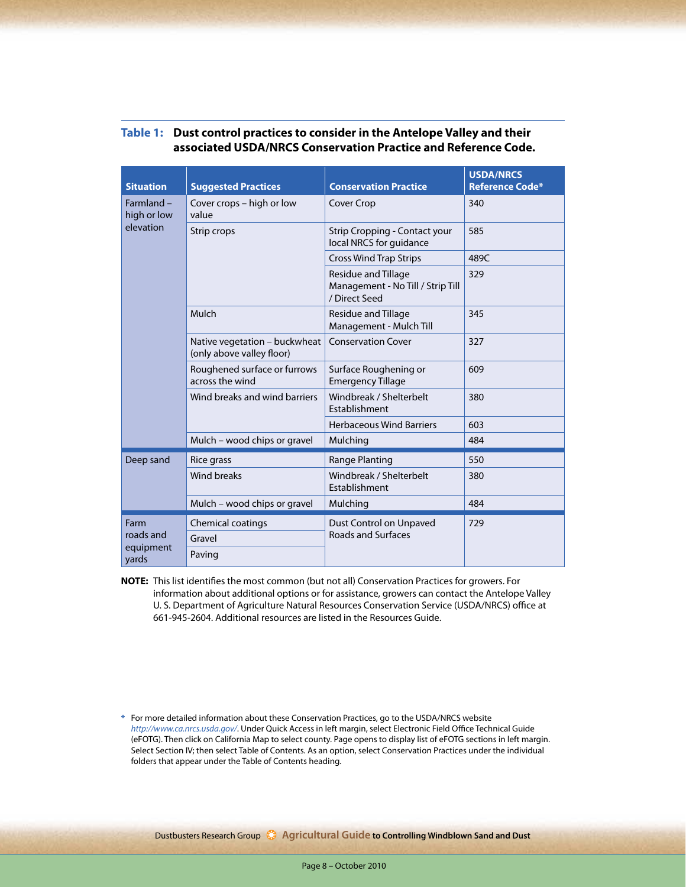**Table 1: Dust control practices to consider in the Antelope Valley and their associated USDA/NRCS Conservation Practice and Reference Code.**

| Situation | Suggested Practices | Conservation Practice | USDA/NRCS Reference Code* |
|---|---|---|---|
| Farmland – high or low elevation | Cover crops – high or low value | Cover Crop | 340 |
| | Strip crops | Strip Cropping - Contact your local NRCS for guidance | 585 |
| | | Cross Wind Trap Strips | 489C |
| | | Residue and Tillage Management - No Till / Strip Till / Direct Seed | 329 |
| | Mulch | Residue and Tillage Management - Mulch Till | 345 |
| | Native vegetation – buckwheat (only above valley floor) | Conservation Cover | 327 |
| | Roughened surface or furrows across the wind | Surface Roughening or Emergency Tillage | 609 |
| | Wind breaks and wind barriers | Windbreak / Shelterbelt Establishment | 380 |
| | | Herbaceous Wind Barriers | 603 |
| | Mulch – wood chips or gravel | Mulching | 484 |
| Deep sand | Rice grass | Range Planting | 550 |
| | Wind breaks | Windbreak / Shelterbelt Establishment | 380 |
| | Mulch – wood chips or gravel | Mulching | 484 |
| Farm roads and equipment yards | Chemical coatings | Dust Control on Unpaved Roads and Surfaces | 729 |
| | Gravel | | |
| | Paving | | |

**NOTE:** This list identifies the most common (but not all) Conservation Practices for growers. For information about additional options or for assistance, growers can contact the Antelope Valley U. S. Department of Agriculture Natural Resources Conservation Service (USDA/NRCS) office at 661-945-2604. Additional resources are listed in the Resources Guide.

\* For more detailed information about these Conservation Practices, go to the USDA/NRCS website *http://www.ca.nrcs.usda.gov/*. Under Quick Access in left margin, select Electronic Field Office Technical Guide (eFOTG). Then click on California Map to select county. Page opens to display list of eFOTG sections in left margin. Select Section IV; then select Table of Contents. As an option, select Conservation Practices under the individual folders that appear under the Table of Contents heading.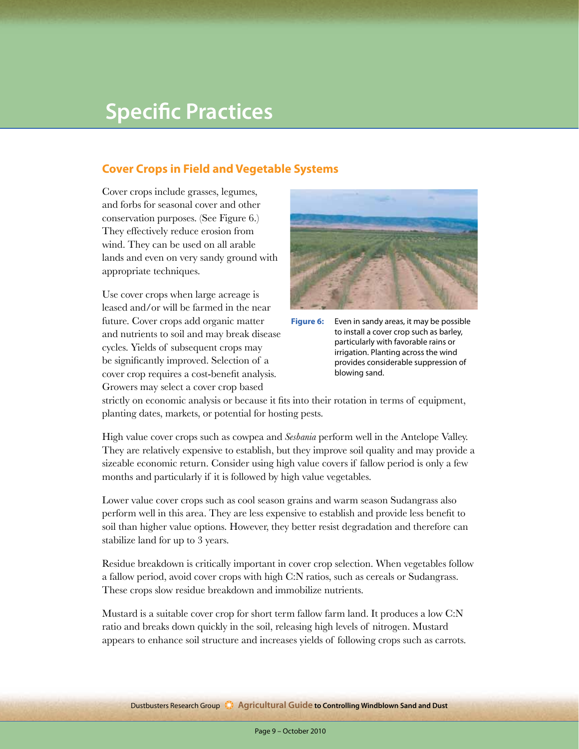# Specific Practices

## Cover Crops in Field and Vegetable Systems

Cover crops include grasses, legumes, and forbs for seasonal cover and other conservation purposes. (See Figure 6.) They effectively reduce erosion from wind. They can be used on all arable lands and even on very sandy ground with appropriate techniques.

Use cover crops when large acreage is leased and/or will be farmed in the near future. Cover crops add organic matter and nutrients to soil and may break disease cycles. Yields of subsequent crops may be significantly improved. Selection of a cover crop requires a cost-benefit analysis. Growers may select a cover crop based strictly on economic analysis or because it fits into their rotation in terms of equipment, planting dates, markets, or potential for hosting pests.

**Figure 6:** Even in sandy areas, it may be possible to install a cover crop such as barley, particularly with favorable rains or irrigation. Planting across the wind provides considerable suppression of blowing sand.

High value cover crops such as cowpea and *Sesbania* perform well in the Antelope Valley. They are relatively expensive to establish, but they improve soil quality and may provide a sizeable economic return. Consider using high value covers if fallow period is only a few months and particularly if it is followed by high value vegetables.

Lower value cover crops such as cool season grains and warm season Sudangrass also perform well in this area. They are less expensive to establish and provide less benefit to soil than higher value options. However, they better resist degradation and therefore can stabilize land for up to 3 years.

Residue breakdown is critically important in cover crop selection. When vegetables follow a fallow period, avoid cover crops with high C:N ratios, such as cereals or Sudangrass. These crops slow residue breakdown and immobilize nutrients.

Mustard is a suitable cover crop for short term fallow farm land. It produces a low C:N ratio and breaks down quickly in the soil, releasing high levels of nitrogen. Mustard appears to enhance soil structure and increases yields of following crops such as carrots.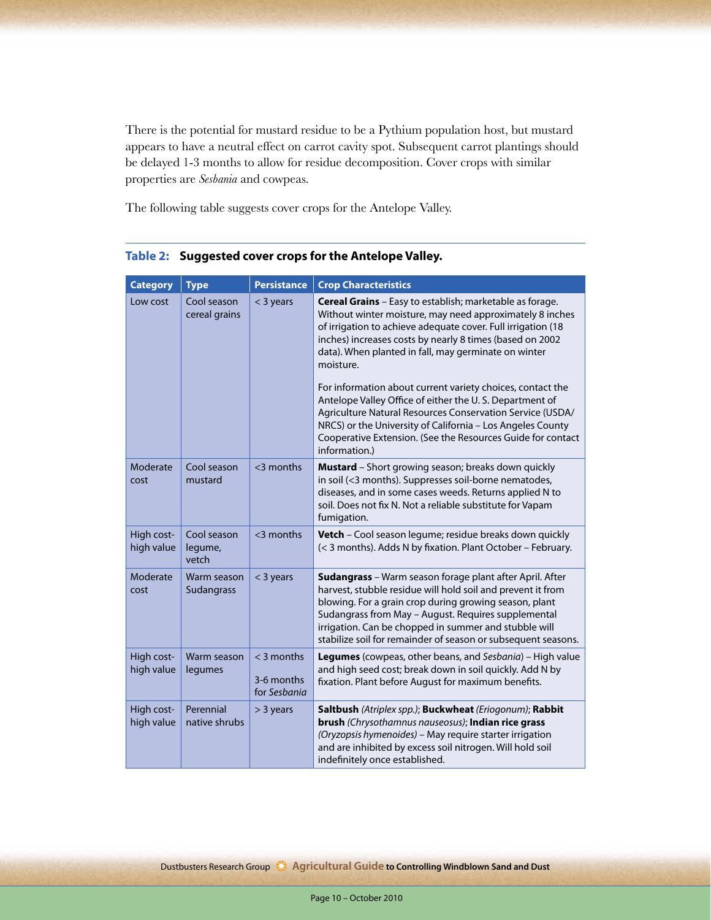There is the potential for mustard residue to be a Pythium population host, but mustard appears to have a neutral effect on carrot cavity spot. Subsequent carrot plantings should be delayed 1-3 months to allow for residue decomposition. Cover crops with similar properties are *Sesbania* and cowpeas.

The following table suggests cover crops for the Antelope Valley.

**Table 2: Suggested cover crops for the Antelope Valley.**

| Category | Type | Persistance | Crop Characteristics |
|---|---|---|---|
| Low cost | Cool season cereal grains | < 3 years | **Cereal Grains** – Easy to establish; marketable as forage. Without winter moisture, may need approximately 8 inches of irrigation to achieve adequate cover. Full irrigation (18 inches) increases costs by nearly 8 times (based on 2002 data). When planted in fall, may germinate on winter moisture.<br><br>For information about current variety choices, contact the Antelope Valley Office of either the U. S. Department of Agriculture Natural Resources Conservation Service (USDA/NRCS) or the University of California – Los Angeles County Cooperative Extension. (See the Resources Guide for contact information.) |
| Moderate cost | Cool season mustard | <3 months | **Mustard** – Short growing season; breaks down quickly in soil (<3 months). Suppresses soil-borne nematodes, diseases, and in some cases weeds. Returns applied N to soil. Does not fix N. Not a reliable substitute for Vapam fumigation. |
| High cost-high value | Cool season legume, vetch | <3 months | **Vetch** – Cool season legume; residue breaks down quickly (< 3 months). Adds N by fixation. Plant October – February. |
| Moderate cost | Warm season Sudangrass | < 3 years | **Sudangrass** – Warm season forage plant after April. After harvest, stubble residue will hold soil and prevent it from blowing. For a grain crop during growing season, plant Sudangrass from May – August. Requires supplemental irrigation. Can be chopped in summer and stubble will stabilize soil for remainder of season or subsequent seasons. |
| High cost-high value | Warm season legumes | < 3 months<br><br>3-6 months for *Sesbania* | **Legumes** (cowpeas, other beans, and *Sesbania*) – High value and high seed cost; break down in soil quickly. Add N by fixation. Plant before August for maximum benefits. |
| High cost-high value | Perennial native shrubs | > 3 years | **Saltbush** *(Atriplex spp.)*; **Buckwheat** *(Eriogonum)*; **Rabbit brush** *(Chrysothamnus nauseosus)*; **Indian rice grass** *(Oryzopsis hymenoides)* – May require starter irrigation and are inhibited by excess soil nitrogen. Will hold soil indefinitely once established. |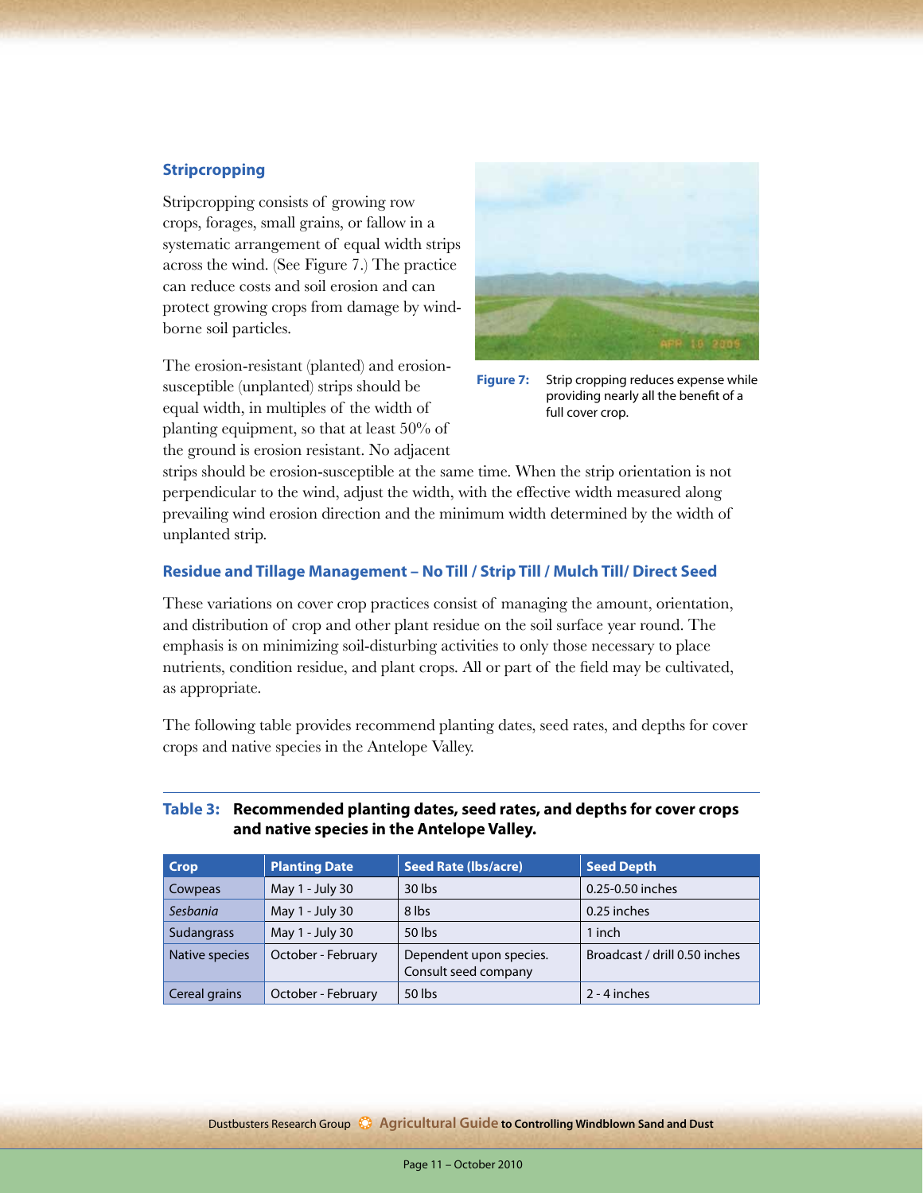### Stripcropping

Stripcropping consists of growing row crops, forages, small grains, or fallow in a systematic arrangement of equal width strips across the wind. (See Figure 7.) The practice can reduce costs and soil erosion and can protect growing crops from damage by wind-borne soil particles.

**Figure 7:** Strip cropping reduces expense while providing nearly all the benefit of a full cover crop.

The erosion-resistant (planted) and erosion-susceptible (unplanted) strips should be equal width, in multiples of the width of planting equipment, so that at least 50% of the ground is erosion resistant. No adjacent strips should be erosion-susceptible at the same time. When the strip orientation is not perpendicular to the wind, adjust the width, with the effective width measured along prevailing wind erosion direction and the minimum width determined by the width of unplanted strip.

### Residue and Tillage Management – No Till / Strip Till / Mulch Till/ Direct Seed

These variations on cover crop practices consist of managing the amount, orientation, and distribution of crop and other plant residue on the soil surface year round. The emphasis is on minimizing soil-disturbing activities to only those necessary to place nutrients, condition residue, and plant crops. All or part of the field may be cultivated, as appropriate.

The following table provides recommend planting dates, seed rates, and depths for cover crops and native species in the Antelope Valley.

**Table 3: Recommended planting dates, seed rates, and depths for cover crops and native species in the Antelope Valley.**

| Crop | Planting Date | Seed Rate (lbs/acre) | Seed Depth |
|---|---|---|---|
| Cowpeas | May 1 - July 30 | 30 lbs | 0.25-0.50 inches |
| *Sesbania* | May 1 - July 30 | 8 lbs | 0.25 inches |
| Sudangrass | May 1 - July 30 | 50 lbs | 1 inch |
| Native species | October - February | Dependent upon species. Consult seed company | Broadcast / drill 0.50 inches |
| Cereal grains | October - February | 50 lbs | 2 - 4 inches |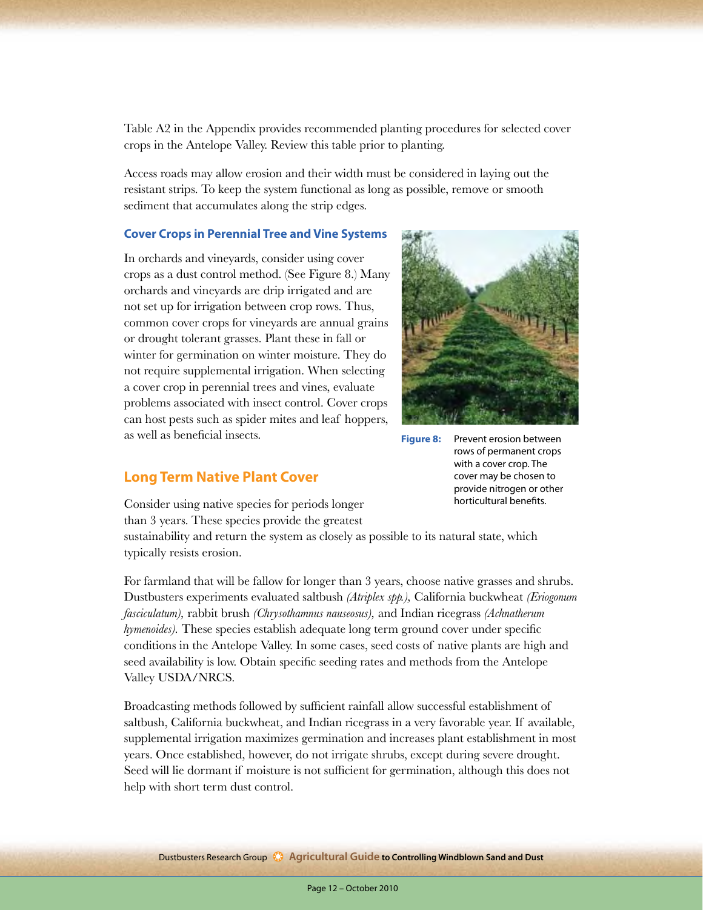Table A2 in the Appendix provides recommended planting procedures for selected cover crops in the Antelope Valley. Review this table prior to planting.

Access roads may allow erosion and their width must be considered in laying out the resistant strips. To keep the system functional as long as possible, remove or smooth sediment that accumulates along the strip edges.

### Cover Crops in Perennial Tree and Vine Systems

In orchards and vineyards, consider using cover crops as a dust control method. (See Figure 8.) Many orchards and vineyards are drip irrigated and are not set up for irrigation between crop rows. Thus, common cover crops for vineyards are annual grains or drought tolerant grasses. Plant these in fall or winter for germination on winter moisture. They do not require supplemental irrigation. When selecting a cover crop in perennial trees and vines, evaluate problems associated with insect control. Cover crops can host pests such as spider mites and leaf hoppers, as well as beneficial insects.

**Figure 8:** Prevent erosion between rows of permanent crops with a cover crop. The cover may be chosen to provide nitrogen or other horticultural benefits.

## Long Term Native Plant Cover

Consider using native species for periods longer than 3 years. These species provide the greatest sustainability and return the system as closely as possible to its natural state, which typically resists erosion.

For farmland that will be fallow for longer than 3 years, choose native grasses and shrubs. Dustbusters experiments evaluated saltbush *(Atriplex spp.)*, California buckwheat *(Eriogonum fasciculatum)*, rabbit brush *(Chrysothamnus nauseosus)*, and Indian ricegrass *(Achnatherum hymenoides)*. These species establish adequate long term ground cover under specific conditions in the Antelope Valley. In some cases, seed costs of native plants are high and seed availability is low. Obtain specific seeding rates and methods from the Antelope Valley USDA/NRCS.

Broadcasting methods followed by sufficient rainfall allow successful establishment of saltbush, California buckwheat, and Indian ricegrass in a very favorable year. If available, supplemental irrigation maximizes germination and increases plant establishment in most years. Once established, however, do not irrigate shrubs, except during severe drought. Seed will lie dormant if moisture is not sufficient for germination, although this does not help with short term dust control.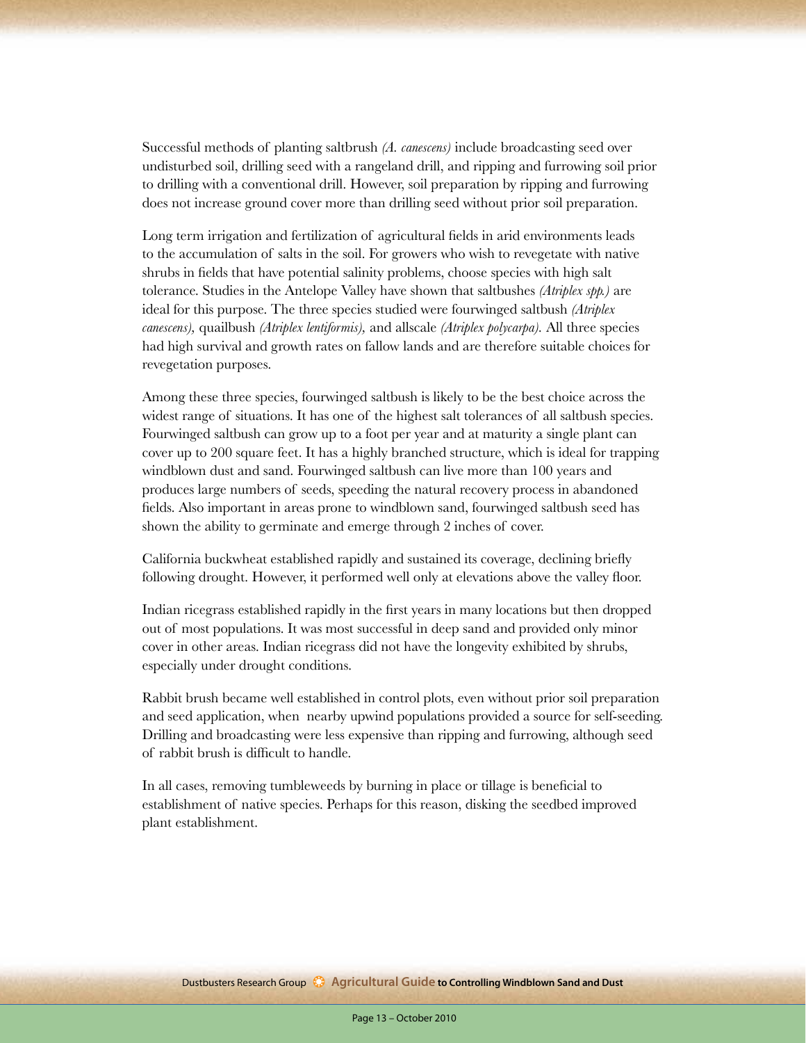Successful methods of planting saltbrush *(A. canescens)* include broadcasting seed over undisturbed soil, drilling seed with a rangeland drill, and ripping and furrowing soil prior to drilling with a conventional drill. However, soil preparation by ripping and furrowing does not increase ground cover more than drilling seed without prior soil preparation.

Long term irrigation and fertilization of agricultural fields in arid environments leads to the accumulation of salts in the soil. For growers who wish to revegetate with native shrubs in fields that have potential salinity problems, choose species with high salt tolerance. Studies in the Antelope Valley have shown that saltbushes *(Atriplex spp.)* are ideal for this purpose. The three species studied were fourwinged saltbush *(Atriplex canescens),* quailbush *(Atriplex lentiformis),* and allscale *(Atriplex polycarpa).* All three species had high survival and growth rates on fallow lands and are therefore suitable choices for revegetation purposes.

Among these three species, fourwinged saltbush is likely to be the best choice across the widest range of situations. It has one of the highest salt tolerances of all saltbush species. Fourwinged saltbush can grow up to a foot per year and at maturity a single plant can cover up to 200 square feet. It has a highly branched structure, which is ideal for trapping windblown dust and sand. Fourwinged saltbush can live more than 100 years and produces large numbers of seeds, speeding the natural recovery process in abandoned fields. Also important in areas prone to windblown sand, fourwinged saltbush seed has shown the ability to germinate and emerge through 2 inches of cover.

California buckwheat established rapidly and sustained its coverage, declining briefly following drought. However, it performed well only at elevations above the valley floor.

Indian ricegrass established rapidly in the first years in many locations but then dropped out of most populations. It was most successful in deep sand and provided only minor cover in other areas. Indian ricegrass did not have the longevity exhibited by shrubs, especially under drought conditions.

Rabbit brush became well established in control plots, even without prior soil preparation and seed application, when nearby upwind populations provided a source for self-seeding. Drilling and broadcasting were less expensive than ripping and furrowing, although seed of rabbit brush is difficult to handle.

In all cases, removing tumbleweeds by burning in place or tillage is beneficial to establishment of native species. Perhaps for this reason, disking the seedbed improved plant establishment.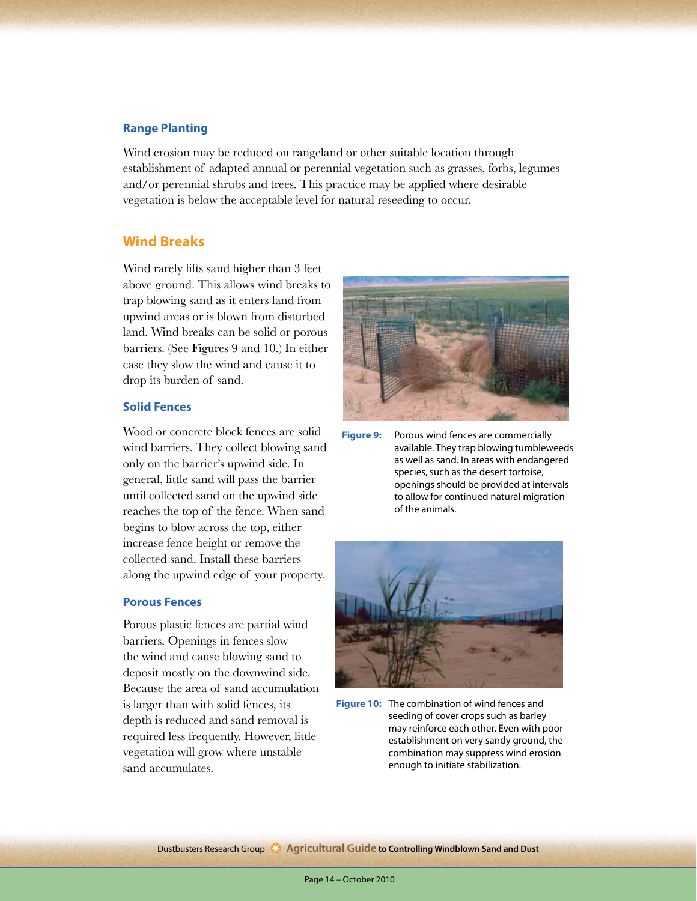### Range Planting

Wind erosion may be reduced on rangeland or other suitable location through establishment of adapted annual or perennial vegetation such as grasses, forbs, legumes and/or perennial shrubs and trees. This practice may be applied where desirable vegetation is below the acceptable level for natural reseeding to occur.

## Wind Breaks

Wind rarely lifts sand higher than 3 feet above ground. This allows wind breaks to trap blowing sand as it enters land from upwind areas or is blown from disturbed land. Wind breaks can be solid or porous barriers. (See Figures 9 and 10.) In either case they slow the wind and cause it to drop its burden of sand.

### Solid Fences

Wood or concrete block fences are solid wind barriers. They collect blowing sand only on the barrier's upwind side. In general, little sand will pass the barrier until collected sand on the upwind side reaches the top of the fence. When sand begins to blow across the top, either increase fence height or remove the collected sand. Install these barriers along the upwind edge of your property.

### Porous Fences

Porous plastic fences are partial wind barriers. Openings in fences slow the wind and cause blowing sand to deposit mostly on the downwind side. Because the area of sand accumulation is larger than with solid fences, its depth is reduced and sand removal is required less frequently. However, little vegetation will grow where unstable sand accumulates.

**Figure 9:** Porous wind fences are commercially available. They trap blowing tumbleweeds as well as sand. In areas with endangered species, such as the desert tortoise, openings should be provided at intervals to allow for continued natural migration of the animals.

**Figure 10:** The combination of wind fences and seeding of cover crops such as barley may reinforce each other. Even with poor establishment on very sandy ground, the combination may suppress wind erosion enough to initiate stabilization.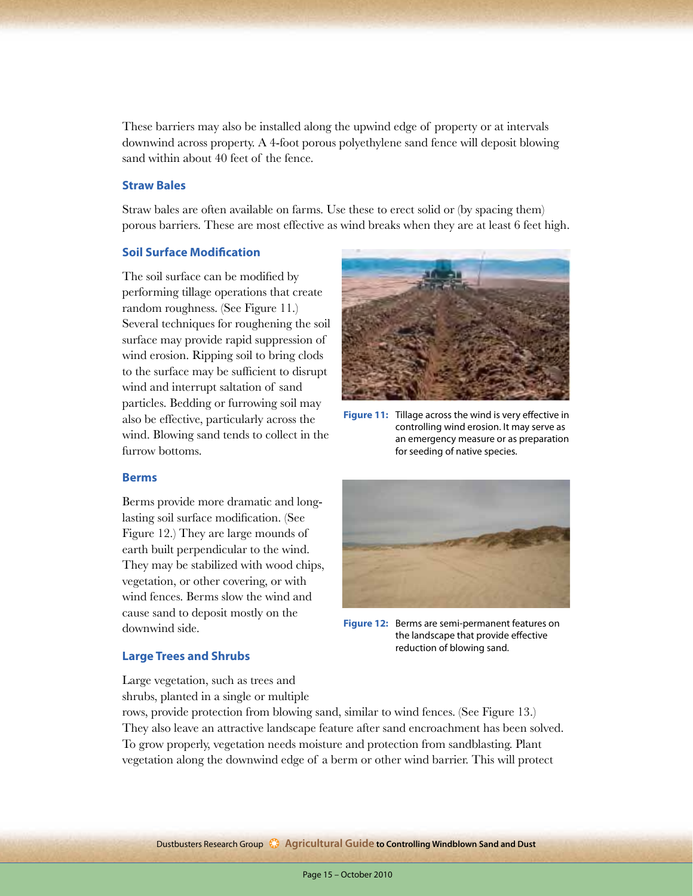These barriers may also be installed along the upwind edge of property or at intervals downwind across property. A 4-foot porous polyethylene sand fence will deposit blowing sand within about 40 feet of the fence.

### Straw Bales

Straw bales are often available on farms. Use these to erect solid or (by spacing them) porous barriers. These are most effective as wind breaks when they are at least 6 feet high.

### Soil Surface Modification

The soil surface can be modified by performing tillage operations that create random roughness. (See Figure 11.) Several techniques for roughening the soil surface may provide rapid suppression of wind erosion. Ripping soil to bring clods to the surface may be sufficient to disrupt wind and interrupt saltation of sand particles. Bedding or furrowing soil may also be effective, particularly across the wind. Blowing sand tends to collect in the furrow bottoms.

**Figure 11:** Tillage across the wind is very effective in controlling wind erosion. It may serve as an emergency measure or as preparation for seeding of native species.

### Berms

Berms provide more dramatic and long-lasting soil surface modification. (See Figure 12.) They are large mounds of earth built perpendicular to the wind. They may be stabilized with wood chips, vegetation, or other covering, or with wind fences. Berms slow the wind and cause sand to deposit mostly on the downwind side.

**Figure 12:** Berms are semi-permanent features on the landscape that provide effective reduction of blowing sand.

### Large Trees and Shrubs

Large vegetation, such as trees and shrubs, planted in a single or multiple rows, provide protection from blowing sand, similar to wind fences. (See Figure 13.) They also leave an attractive landscape feature after sand encroachment has been solved. To grow properly, vegetation needs moisture and protection from sandblasting. Plant vegetation along the downwind edge of a berm or other wind barrier. This will protect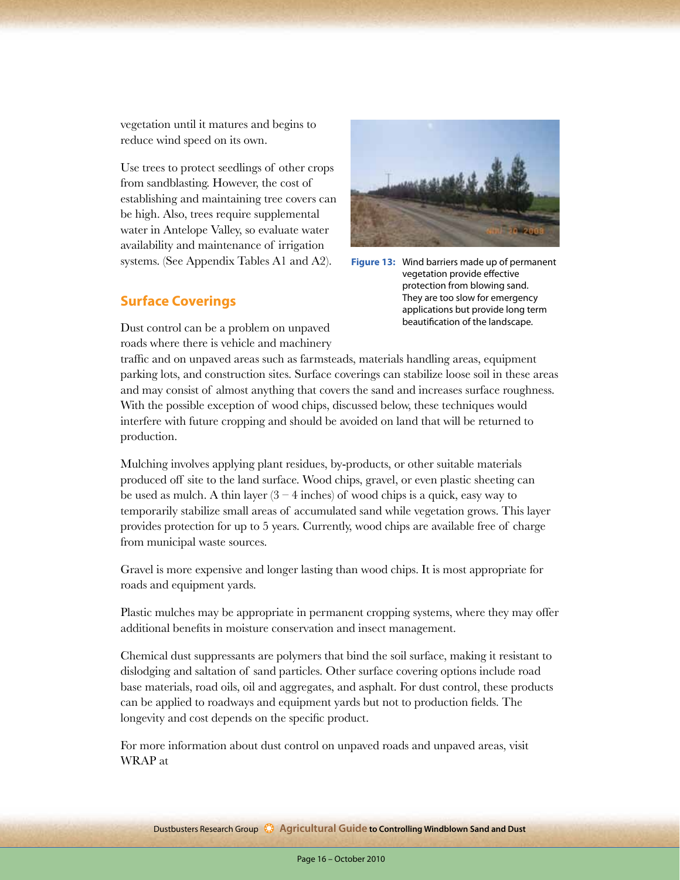vegetation until it matures and begins to reduce wind speed on its own.

Use trees to protect seedlings of other crops from sandblasting. However, the cost of establishing and maintaining tree covers can be high. Also, trees require supplemental water in Antelope Valley, so evaluate water availability and maintenance of irrigation systems. (See Appendix Tables A1 and A2).

**Figure 13:** Wind barriers made up of permanent vegetation provide effective protection from blowing sand. They are too slow for emergency applications but provide long term beautification of the landscape.

## Surface Coverings

Dust control can be a problem on unpaved roads where there is vehicle and machinery traffic and on unpaved areas such as farmsteads, materials handling areas, equipment parking lots, and construction sites. Surface coverings can stabilize loose soil in these areas and may consist of almost anything that covers the sand and increases surface roughness. With the possible exception of wood chips, discussed below, these techniques would interfere with future cropping and should be avoided on land that will be returned to production.

Mulching involves applying plant residues, by-products, or other suitable materials produced off site to the land surface. Wood chips, gravel, or even plastic sheeting can be used as mulch. A thin layer (3 – 4 inches) of wood chips is a quick, easy way to temporarily stabilize small areas of accumulated sand while vegetation grows. This layer provides protection for up to 5 years. Currently, wood chips are available free of charge from municipal waste sources.

Gravel is more expensive and longer lasting than wood chips. It is most appropriate for roads and equipment yards.

Plastic mulches may be appropriate in permanent cropping systems, where they may offer additional benefits in moisture conservation and insect management.

Chemical dust suppressants are polymers that bind the soil surface, making it resistant to dislodging and saltation of sand particles. Other surface covering options include road base materials, road oils, oil and aggregates, and asphalt. For dust control, these products can be applied to roadways and equipment yards but not to production fields. The longevity and cost depends on the specific product.

For more information about dust control on unpaved roads and unpaved areas, visit WRAP at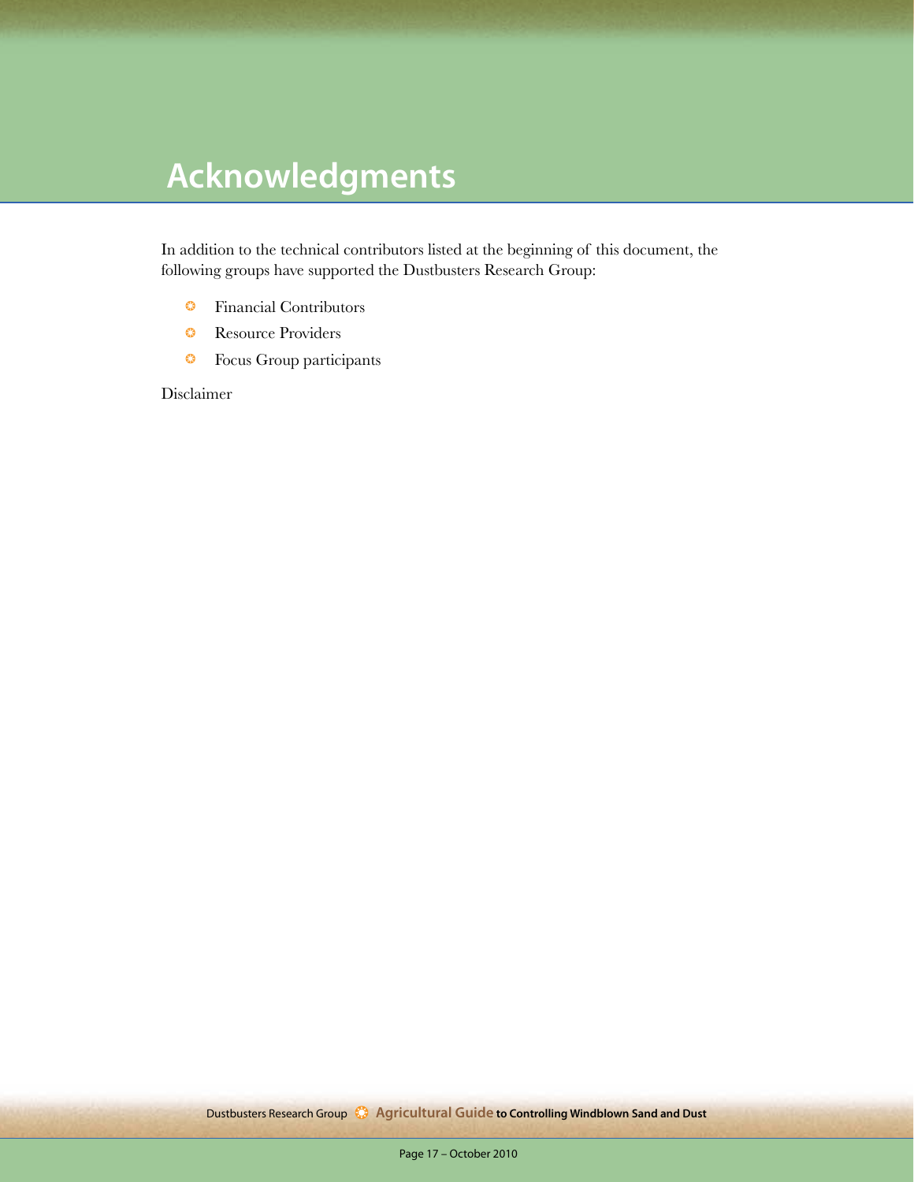# Acknowledgments

In addition to the technical contributors listed at the beginning of this document, the following groups have supported the Dustbusters Research Group:

- Financial Contributors
- Resource Providers
- Focus Group participants

Disclaimer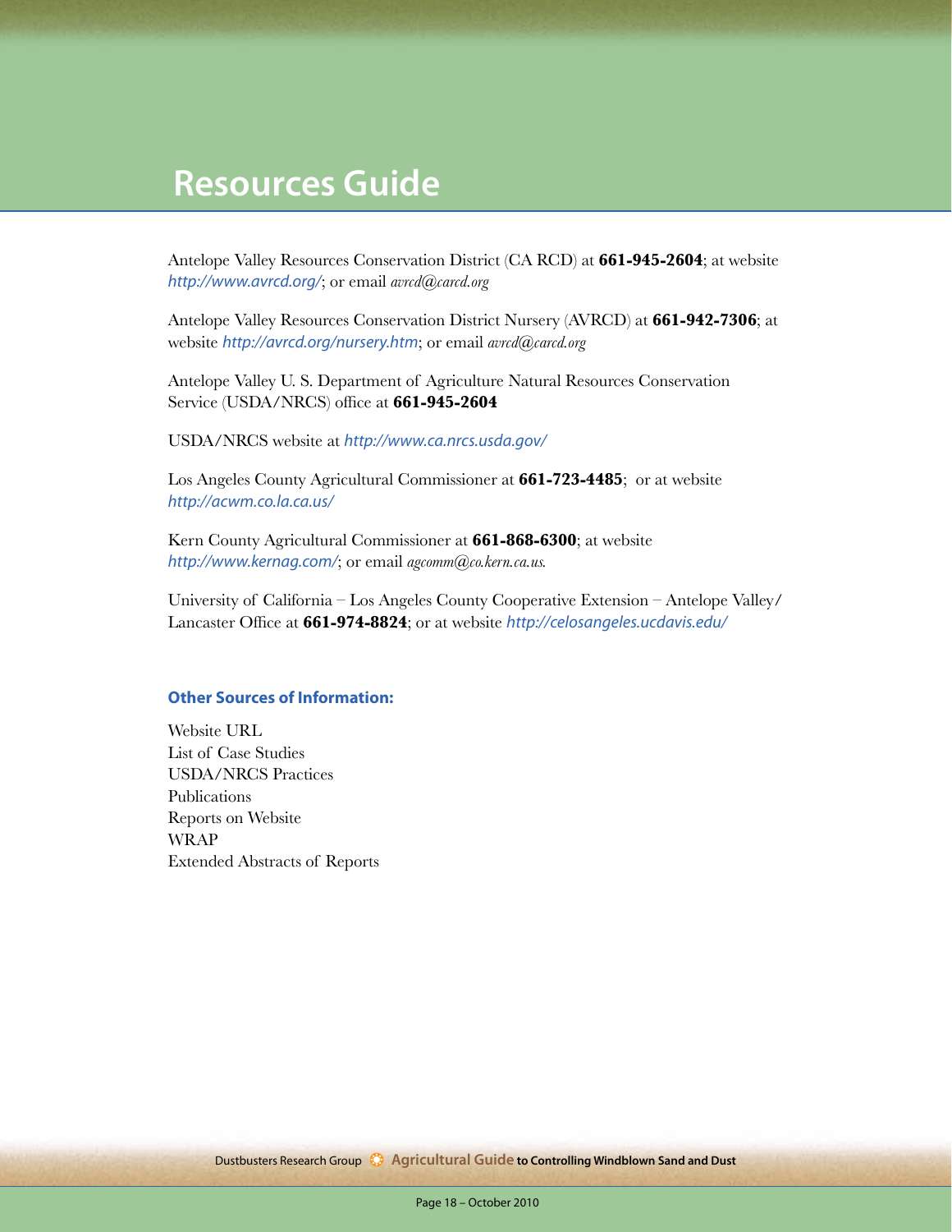# Resources Guide

Antelope Valley Resources Conservation District (CA RCD) at **661-945-2604**; at website *http://www.avrcd.org/*; or email *avrcd@carcd.org*

Antelope Valley Resources Conservation District Nursery (AVRCD) at **661-942-7306**; at website *http://avrcd.org/nursery.htm*; or email *avrcd@carcd.org*

Antelope Valley U. S. Department of Agriculture Natural Resources Conservation Service (USDA/NRCS) office at **661-945-2604**

USDA/NRCS website at *http://www.ca.nrcs.usda.gov/*

Los Angeles County Agricultural Commissioner at **661-723-4485**; or at website *http://acwm.co.la.ca.us/*

Kern County Agricultural Commissioner at **661-868-6300**; at website *http://www.kernag.com/*; or email *agcomm@co.kern.ca.us.*

University of California – Los Angeles County Cooperative Extension – Antelope Valley/ Lancaster Office at **661-974-8824**; or at website *http://celosangeles.ucdavis.edu/*

### Other Sources of Information:

Website URL
List of Case Studies
USDA/NRCS Practices
Publications
Reports on Website
WRAP
Extended Abstracts of Reports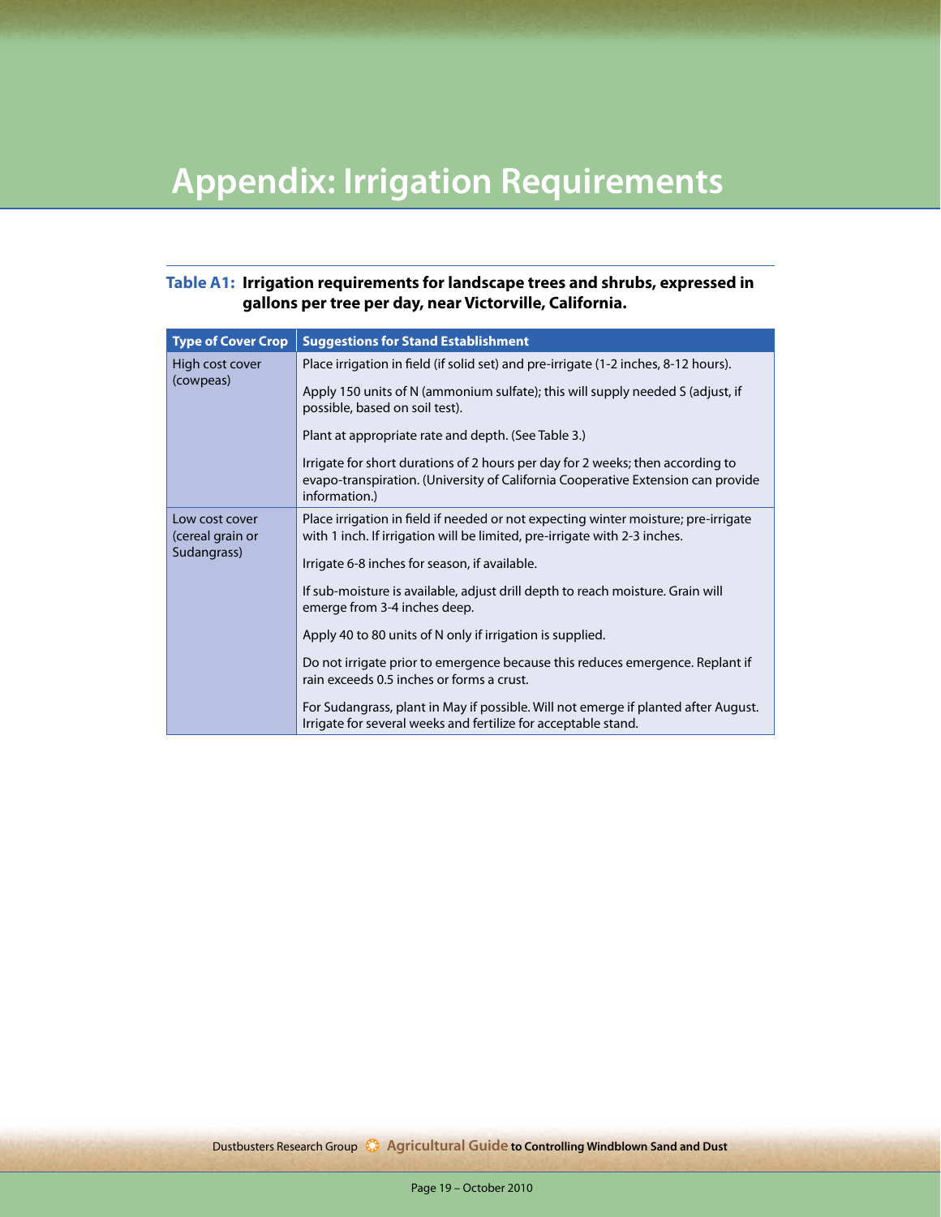# Appendix: Irrigation Requirements

**Table A1: Irrigation requirements for landscape trees and shrubs, expressed in gallons per tree per day, near Victorville, California.**

| Type of Cover Crop | Suggestions for Stand Establishment |
|---|---|
| High cost cover (cowpeas) | Place irrigation in field (if solid set) and pre-irrigate (1-2 inches, 8-12 hours). |
| | Apply 150 units of N (ammonium sulfate); this will supply needed S (adjust, if possible, based on soil test). |
| | Plant at appropriate rate and depth. (See Table 3.) |
| | Irrigate for short durations of 2 hours per day for 2 weeks; then according to evapo-transpiration. (University of California Cooperative Extension can provide information.) |
| Low cost cover (cereal grain or Sudangrass) | Place irrigation in field if needed or not expecting winter moisture; pre-irrigate with 1 inch. If irrigation will be limited, pre-irrigate with 2-3 inches. |
| | Irrigate 6-8 inches for season, if available. |
| | If sub-moisture is available, adjust drill depth to reach moisture. Grain will emerge from 3-4 inches deep. |
| | Apply 40 to 80 units of N only if irrigation is supplied. |
| | Do not irrigate prior to emergence because this reduces emergence. Replant if rain exceeds 0.5 inches or forms a crust. |
| | For Sudangrass, plant in May if possible. Will not emerge if planted after August. Irrigate for several weeks and fertilize for acceptable stand. |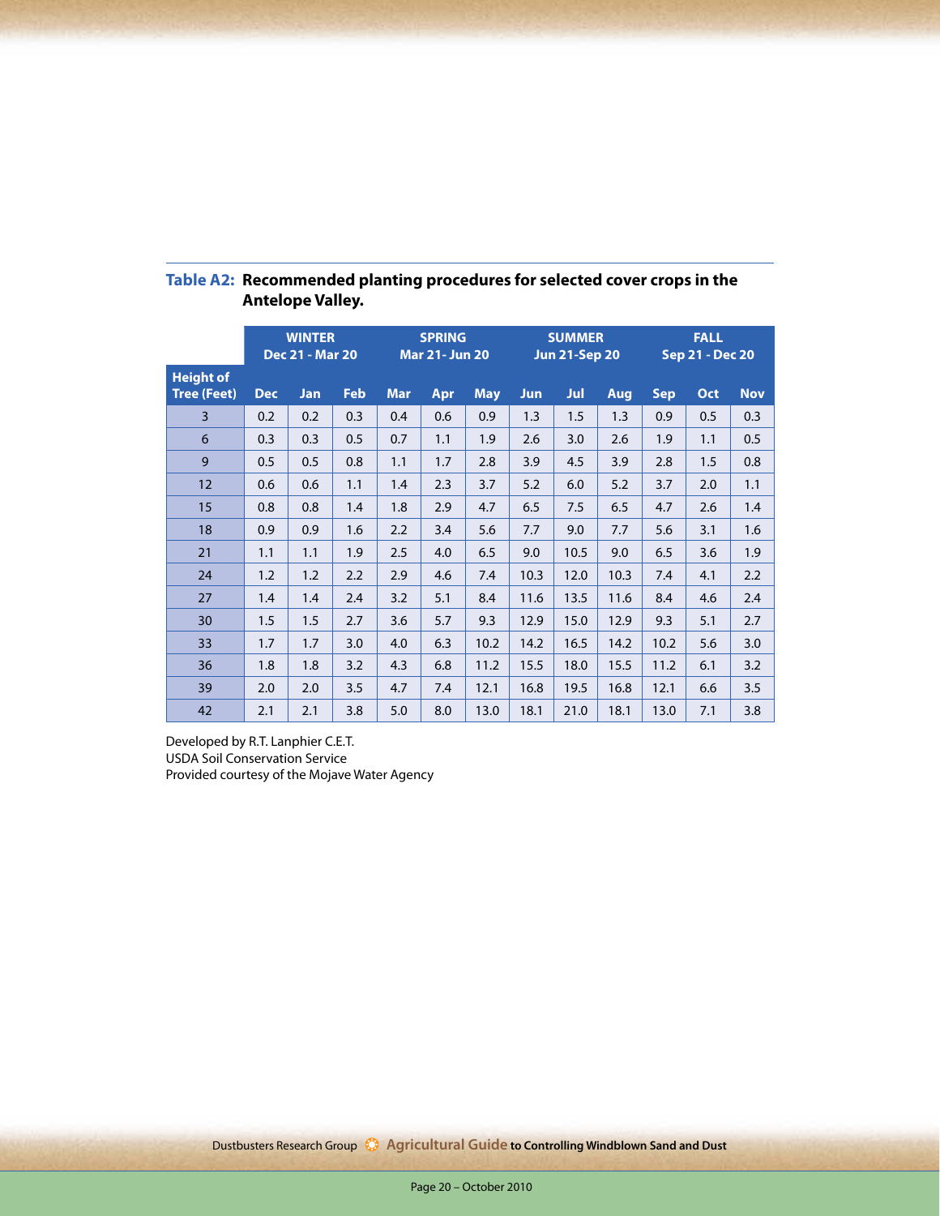**Table A2: Recommended planting procedures for selected cover crops in the Antelope Valley.**

| | WINTER Dec 21 - Mar 20 | | | SPRING Mar 21- Jun 20 | | | SUMMER Jun 21-Sep 20 | | | FALL Sep 21 - Dec 20 | | |
|---|---|---|---|---|---|---|---|---|---|---|---|---|
| Height of Tree (Feet) | Dec | Jan | Feb | Mar | Apr | May | Jun | Jul | Aug | Sep | Oct | Nov |
| 3 | 0.2 | 0.2 | 0.3 | 0.4 | 0.6 | 0.9 | 1.3 | 1.5 | 1.3 | 0.9 | 0.5 | 0.3 |
| 6 | 0.3 | 0.3 | 0.5 | 0.7 | 1.1 | 1.9 | 2.6 | 3.0 | 2.6 | 1.9 | 1.1 | 0.5 |
| 9 | 0.5 | 0.5 | 0.8 | 1.1 | 1.7 | 2.8 | 3.9 | 4.5 | 3.9 | 2.8 | 1.5 | 0.8 |
| 12 | 0.6 | 0.6 | 1.1 | 1.4 | 2.3 | 3.7 | 5.2 | 6.0 | 5.2 | 3.7 | 2.0 | 1.1 |
| 15 | 0.8 | 0.8 | 1.4 | 1.8 | 2.9 | 4.7 | 6.5 | 7.5 | 6.5 | 4.7 | 2.6 | 1.4 |
| 18 | 0.9 | 0.9 | 1.6 | 2.2 | 3.4 | 5.6 | 7.7 | 9.0 | 7.7 | 5.6 | 3.1 | 1.6 |
| 21 | 1.1 | 1.1 | 1.9 | 2.5 | 4.0 | 6.5 | 9.0 | 10.5 | 9.0 | 6.5 | 3.6 | 1.9 |
| 24 | 1.2 | 1.2 | 2.2 | 2.9 | 4.6 | 7.4 | 10.3 | 12.0 | 10.3 | 7.4 | 4.1 | 2.2 |
| 27 | 1.4 | 1.4 | 2.4 | 3.2 | 5.1 | 8.4 | 11.6 | 13.5 | 11.6 | 8.4 | 4.6 | 2.4 |
| 30 | 1.5 | 1.5 | 2.7 | 3.6 | 5.7 | 9.3 | 12.9 | 15.0 | 12.9 | 9.3 | 5.1 | 2.7 |
| 33 | 1.7 | 1.7 | 3.0 | 4.0 | 6.3 | 10.2 | 14.2 | 16.5 | 14.2 | 10.2 | 5.6 | 3.0 |
| 36 | 1.8 | 1.8 | 3.2 | 4.3 | 6.8 | 11.2 | 15.5 | 18.0 | 15.5 | 11.2 | 6.1 | 3.2 |
| 39 | 2.0 | 2.0 | 3.5 | 4.7 | 7.4 | 12.1 | 16.8 | 19.5 | 16.8 | 12.1 | 6.6 | 3.5 |
| 42 | 2.1 | 2.1 | 3.8 | 5.0 | 8.0 | 13.0 | 18.1 | 21.0 | 18.1 | 13.0 | 7.1 | 3.8 |

Developed by R.T. Lanphier C.E.T.
USDA Soil Conservation Service
Provided courtesy of the Mojave Water Agency